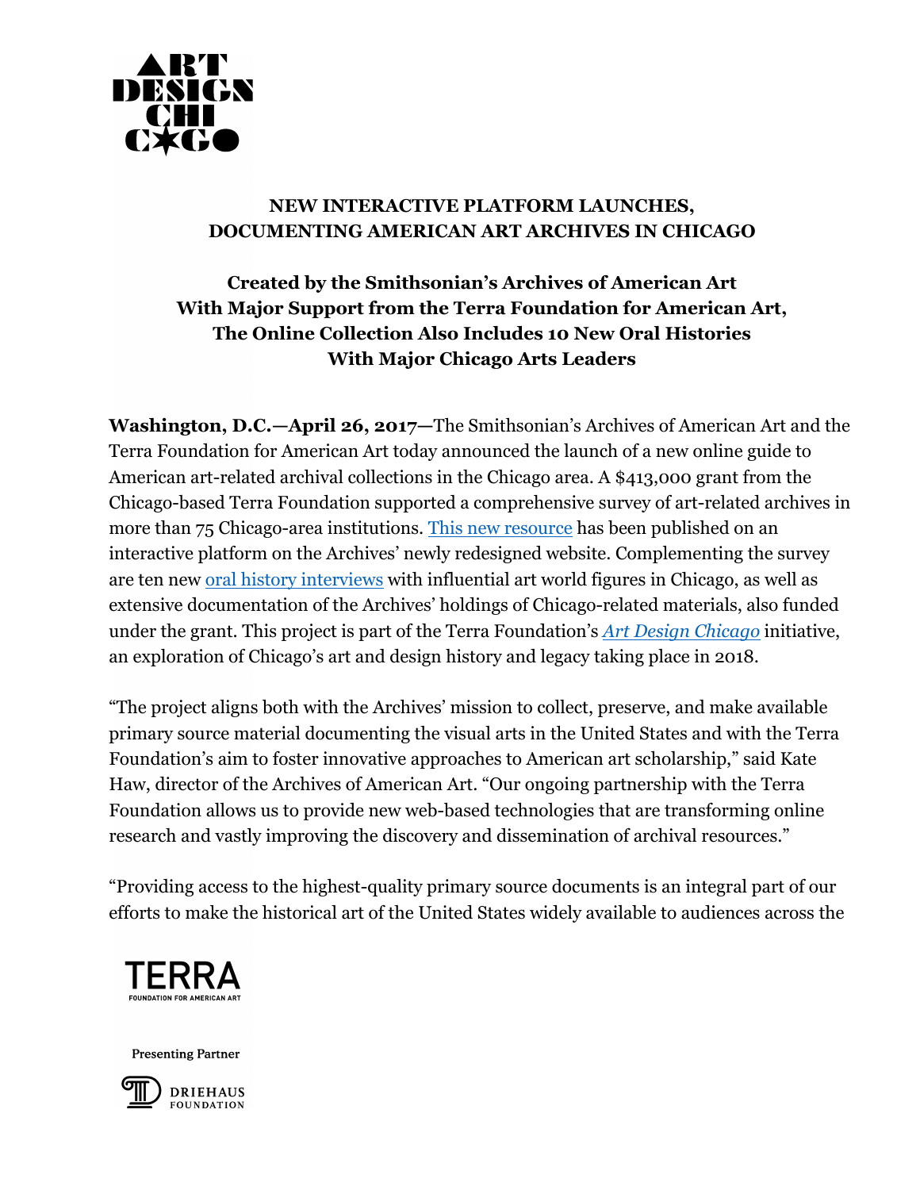# NEW INTERACTIVE PLATFORM LAUNCHES, DOCUMENTING AMERICAN ART ARCHIVES IN CHICAGO

## Created by the Smithsonian's Archives of American Art With Major Support from the Terra Foundation for American Art, The Online Collection Also Includes 10 New Oral Histories With Major Chicago Arts Leaders

**Washington, D.C.—April 26, 2017—**The Smithsonian's Archives of American Art and the Terra Foundation for American Art today announced the launch of a new online guide to American art-related archival collections in the Chicago area. A $413,000 grant from the Chicago-based Terra Foundation supported a comprehensive survey of art-related archives in more than 75 Chicago-area institutions. This new resource has been published on an interactive platform on the Archives' newly redesigned website. Complementing the survey are ten new oral history interviews with influential art world figures in Chicago, as well as extensive documentation of the Archives' holdings of Chicago-related materials, also funded under the grant. This project is part of the Terra Foundation's *Art Design Chicago* initiative, an exploration of Chicago's art and design history and legacy taking place in 2018.

"The project aligns both with the Archives' mission to collect, preserve, and make available primary source material documenting the visual arts in the United States and with the Terra Foundation's aim to foster innovative approaches to American art scholarship," said Kate Haw, director of the Archives of American Art. "Our ongoing partnership with the Terra Foundation allows us to provide new web-based technologies that are transforming online research and vastly improving the discovery and dissemination of archival resources."

"Providing access to the highest-quality primary source documents is an integral part of our efforts to make the historical art of the United States widely available to audiences across the

Presenting Partner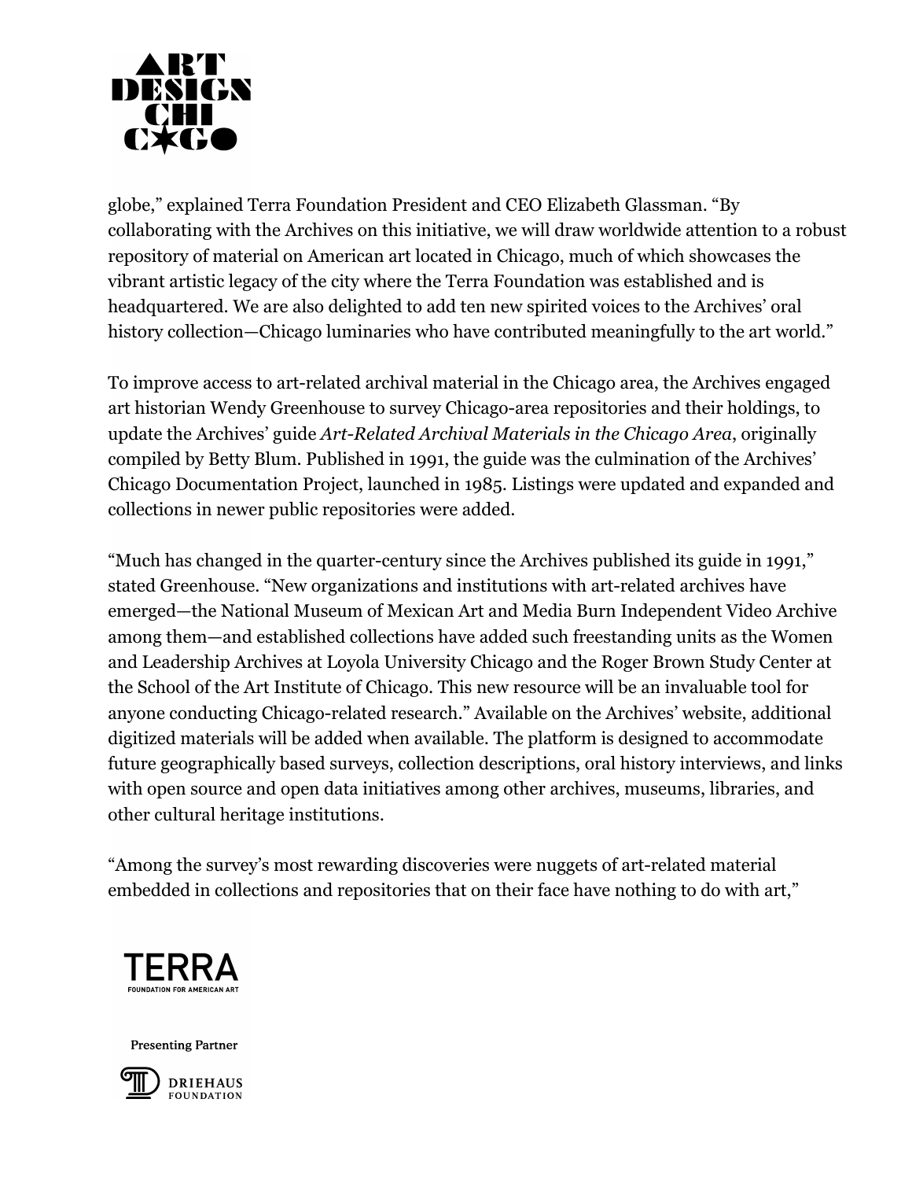globe," explained Terra Foundation President and CEO Elizabeth Glassman. "By collaborating with the Archives on this initiative, we will draw worldwide attention to a robust repository of material on American art located in Chicago, much of which showcases the vibrant artistic legacy of the city where the Terra Foundation was established and is headquartered. We are also delighted to add ten new spirited voices to the Archives' oral history collection—Chicago luminaries who have contributed meaningfully to the art world."

To improve access to art-related archival material in the Chicago area, the Archives engaged art historian Wendy Greenhouse to survey Chicago-area repositories and their holdings, to update the Archives' guide *Art-Related Archival Materials in the Chicago Area*, originally compiled by Betty Blum. Published in 1991, the guide was the culmination of the Archives' Chicago Documentation Project, launched in 1985. Listings were updated and expanded and collections in newer public repositories were added.

"Much has changed in the quarter-century since the Archives published its guide in 1991," stated Greenhouse. "New organizations and institutions with art-related archives have emerged—the National Museum of Mexican Art and Media Burn Independent Video Archive among them—and established collections have added such freestanding units as the Women and Leadership Archives at Loyola University Chicago and the Roger Brown Study Center at the School of the Art Institute of Chicago. This new resource will be an invaluable tool for anyone conducting Chicago-related research." Available on the Archives' website, additional digitized materials will be added when available. The platform is designed to accommodate future geographically based surveys, collection descriptions, oral history interviews, and links with open source and open data initiatives among other archives, museums, libraries, and other cultural heritage institutions.

"Among the survey's most rewarding discoveries were nuggets of art-related material embedded in collections and repositories that on their face have nothing to do with art,"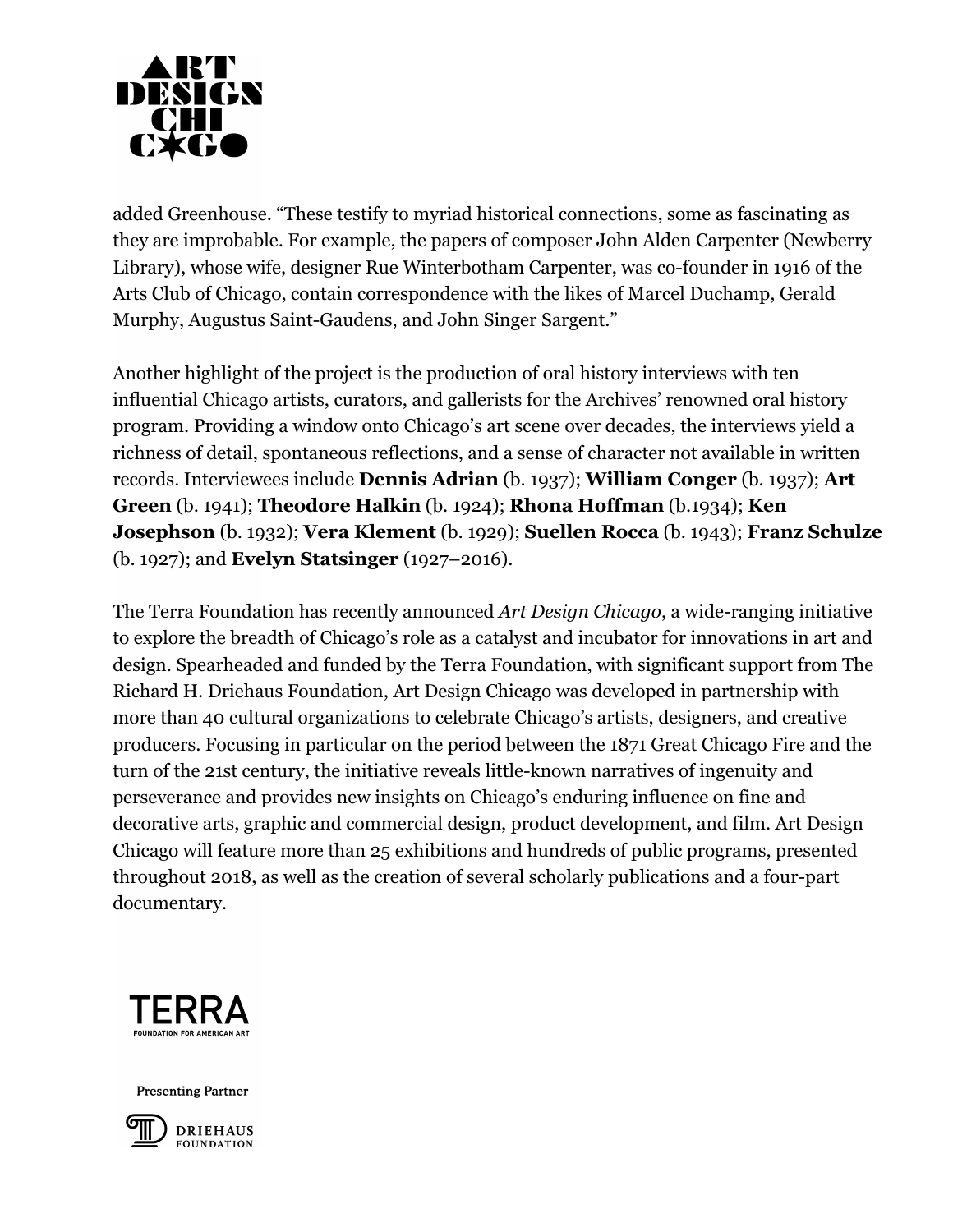added Greenhouse. "These testify to myriad historical connections, some as fascinating as they are improbable. For example, the papers of composer John Alden Carpenter (Newberry Library), whose wife, designer Rue Winterbotham Carpenter, was co-founder in 1916 of the Arts Club of Chicago, contain correspondence with the likes of Marcel Duchamp, Gerald Murphy, Augustus Saint-Gaudens, and John Singer Sargent."

Another highlight of the project is the production of oral history interviews with ten influential Chicago artists, curators, and gallerists for the Archives' renowned oral history program. Providing a window onto Chicago's art scene over decades, the interviews yield a richness of detail, spontaneous reflections, and a sense of character not available in written records. Interviewees include **Dennis Adrian** (b. 1937); **William Conger** (b. 1937); **Art Green** (b. 1941); **Theodore Halkin** (b. 1924); **Rhona Hoffman** (b.1934); **Ken Josephson** (b. 1932); **Vera Klement** (b. 1929); **Suellen Rocca** (b. 1943); **Franz Schulze** (b. 1927); and **Evelyn Statsinger** (1927–2016).

The Terra Foundation has recently announced *Art Design Chicago*, a wide-ranging initiative to explore the breadth of Chicago's role as a catalyst and incubator for innovations in art and design. Spearheaded and funded by the Terra Foundation, with significant support from The Richard H. Driehaus Foundation, Art Design Chicago was developed in partnership with more than 40 cultural organizations to celebrate Chicago's artists, designers, and creative producers. Focusing in particular on the period between the 1871 Great Chicago Fire and the turn of the 21st century, the initiative reveals little-known narratives of ingenuity and perseverance and provides new insights on Chicago's enduring influence on fine and decorative arts, graphic and commercial design, product development, and film. Art Design Chicago will feature more than 25 exhibitions and hundreds of public programs, presented throughout 2018, as well as the creation of several scholarly publications and a four-part documentary.

Presenting Partner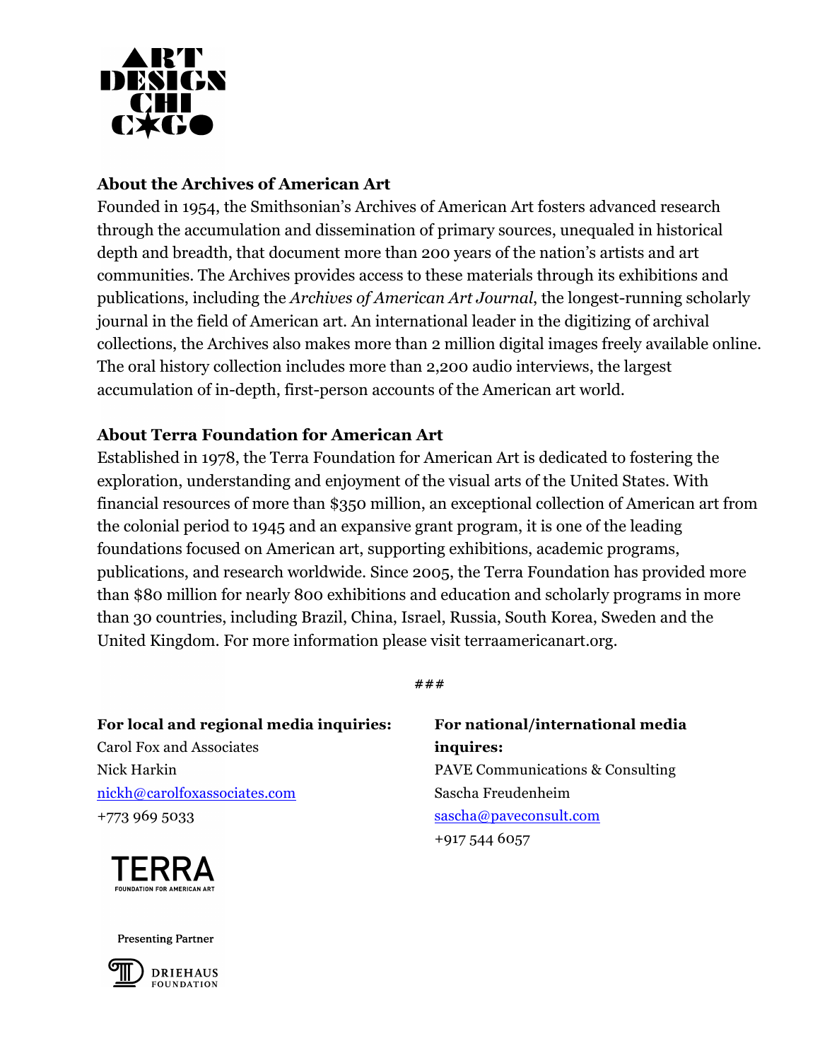## About the Archives of American Art

Founded in 1954, the Smithsonian's Archives of American Art fosters advanced research through the accumulation and dissemination of primary sources, unequaled in historical depth and breadth, that document more than 200 years of the nation's artists and art communities. The Archives provides access to these materials through its exhibitions and publications, including the *Archives of American Art Journal*, the longest-running scholarly journal in the field of American art. An international leader in the digitizing of archival collections, the Archives also makes more than 2 million digital images freely available online. The oral history collection includes more than 2,200 audio interviews, the largest accumulation of in-depth, first-person accounts of the American art world.

## About Terra Foundation for American Art

Established in 1978, the Terra Foundation for American Art is dedicated to fostering the exploration, understanding and enjoyment of the visual arts of the United States. With financial resources of more than $350 million, an exceptional collection of American art from the colonial period to 1945 and an expansive grant program, it is one of the leading foundations focused on American art, supporting exhibitions, academic programs, publications, and research worldwide. Since 2005, the Terra Foundation has provided more than $80 million for nearly 800 exhibitions and education and scholarly programs in more than 30 countries, including Brazil, China, Israel, Russia, South Korea, Sweden and the United Kingdom. For more information please visit terraamericanart.org.

###

**For local and regional media inquiries:**
Carol Fox and Associates
Nick Harkin
nickh@carolfoxassociates.com
+773 969 5033

**For national/international media inquires:**
PAVE Communications & Consulting
Sascha Freudenheim
sascha@paveconsult.com
+917 544 6057

Presenting Partner